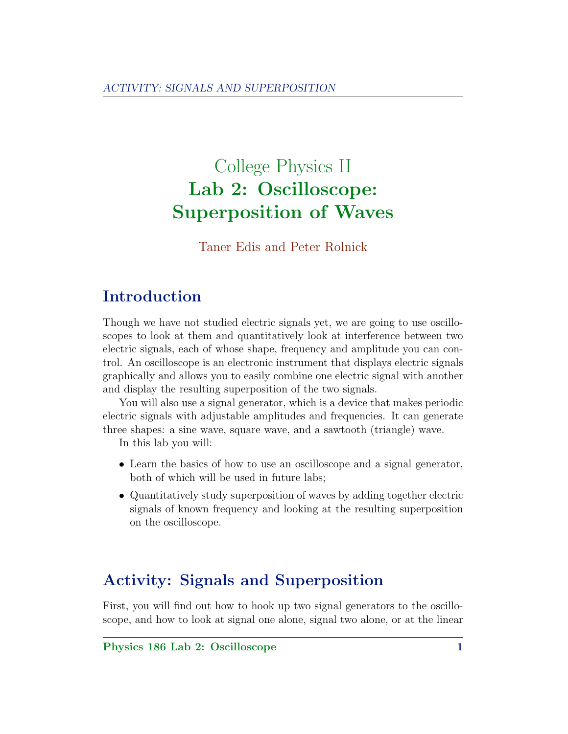# College Physics II
# Lab 2: Oscilloscope: Superposition of Waves

Taner Edis and Peter Rolnick

## Introduction

Though we have not studied electric signals yet, we are going to use oscilloscopes to look at them and quantitatively look at interference between two electric signals, each of whose shape, frequency and amplitude you can control. An oscilloscope is an electronic instrument that displays electric signals graphically and allows you to easily combine one electric signal with another and display the resulting superposition of the two signals.

You will also use a signal generator, which is a device that makes periodic electric signals with adjustable amplitudes and frequencies. It can generate three shapes: a sine wave, square wave, and a sawtooth (triangle) wave.

In this lab you will:

- Learn the basics of how to use an oscilloscope and a signal generator, both of which will be used in future labs;
- Quantitatively study superposition of waves by adding together electric signals of known frequency and looking at the resulting superposition on the oscilloscope.

## Activity: Signals and Superposition

First, you will find out how to hook up two signal generators to the oscilloscope, and how to look at signal one alone, signal two alone, or at the linear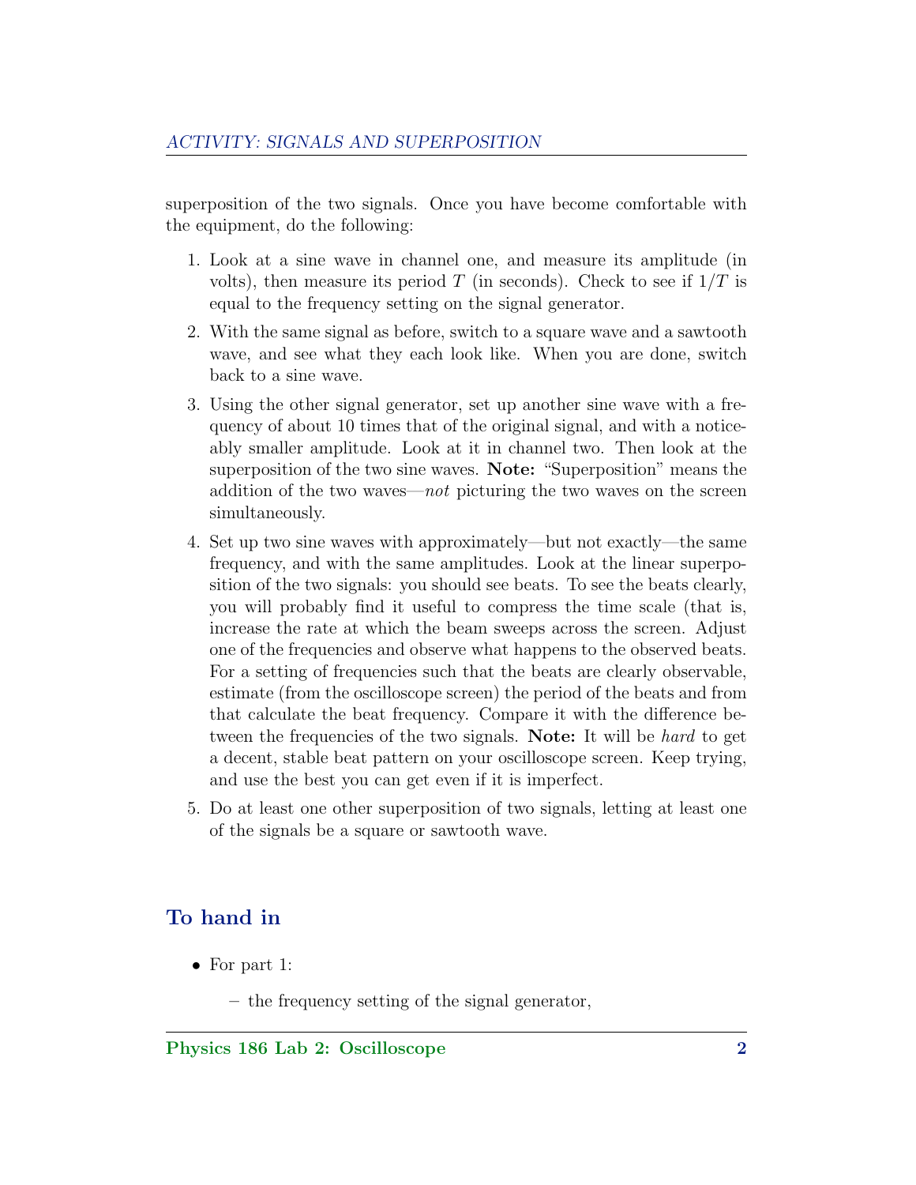superposition of the two signals. Once you have become comfortable with the equipment, do the following:

1. Look at a sine wave in channel one, and measure its amplitude (in volts), then measure its period $T$ (in seconds). Check to see if $1/T$ is equal to the frequency setting on the signal generator.

2. With the same signal as before, switch to a square wave and a sawtooth wave, and see what they each look like. When you are done, switch back to a sine wave.

3. Using the other signal generator, set up another sine wave with a frequency of about 10 times that of the original signal, and with a noticeably smaller amplitude. Look at it in channel two. Then look at the superposition of the two sine waves. **Note:** "Superposition" means the addition of the two waves—*not* picturing the two waves on the screen simultaneously.

4. Set up two sine waves with approximately—but not exactly—the same frequency, and with the same amplitudes. Look at the linear superposition of the two signals: you should see beats. To see the beats clearly, you will probably find it useful to compress the time scale (that is, increase the rate at which the beam sweeps across the screen. Adjust one of the frequencies and observe what happens to the observed beats. For a setting of frequencies such that the beats are clearly observable, estimate (from the oscilloscope screen) the period of the beats and from that calculate the beat frequency. Compare it with the difference between the frequencies of the two signals. **Note:** It will be *hard* to get a decent, stable beat pattern on your oscilloscope screen. Keep trying, and use the best you can get even if it is imperfect.

5. Do at least one other superposition of two signals, letting at least one of the signals be a square or sawtooth wave.

## To hand in

- For part 1:
  - the frequency setting of the signal generator,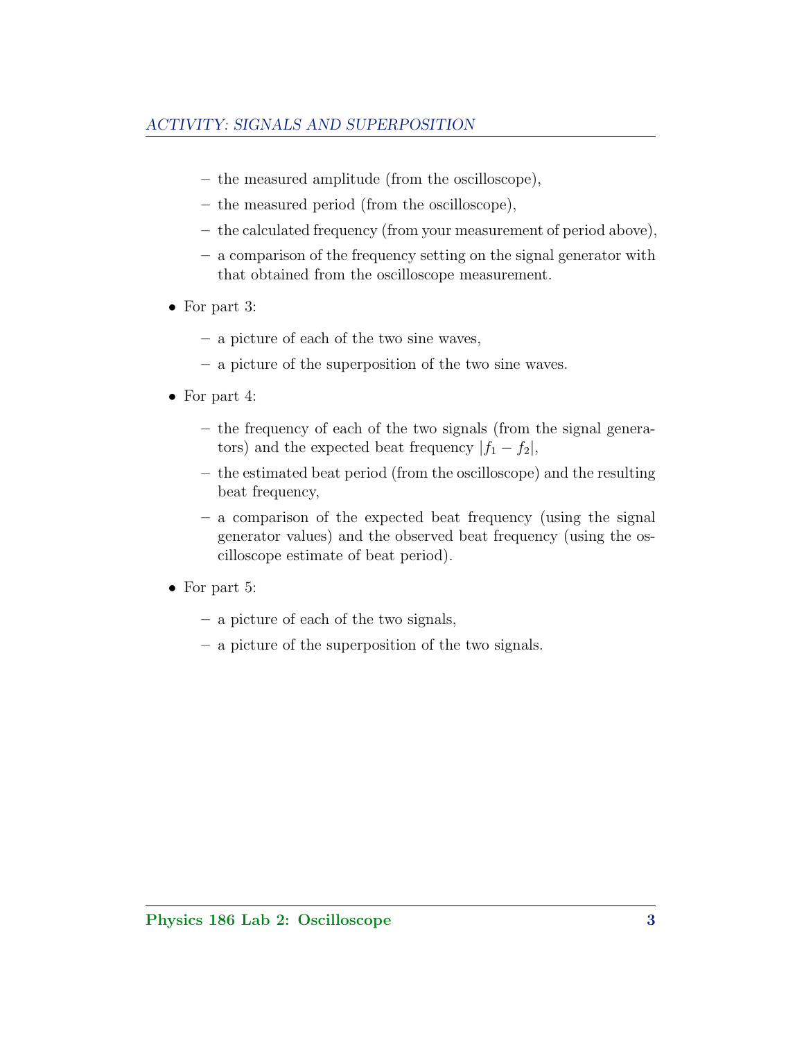- the measured amplitude (from the oscilloscope),
  - the measured period (from the oscilloscope),
  - the calculated frequency (from your measurement of period above),
  - a comparison of the frequency setting on the signal generator with that obtained from the oscilloscope measurement.

- For part 3:
  - a picture of each of the two sine waves,
  - a picture of the superposition of the two sine waves.

- For part 4:
  - the frequency of each of the two signals (from the signal generators) and the expected beat frequency $|f_1 - f_2|$,
  - the estimated beat period (from the oscilloscope) and the resulting beat frequency,
  - a comparison of the expected beat frequency (using the signal generator values) and the observed beat frequency (using the oscilloscope estimate of beat period).

- For part 5:
  - a picture of each of the two signals,
  - a picture of the superposition of the two signals.